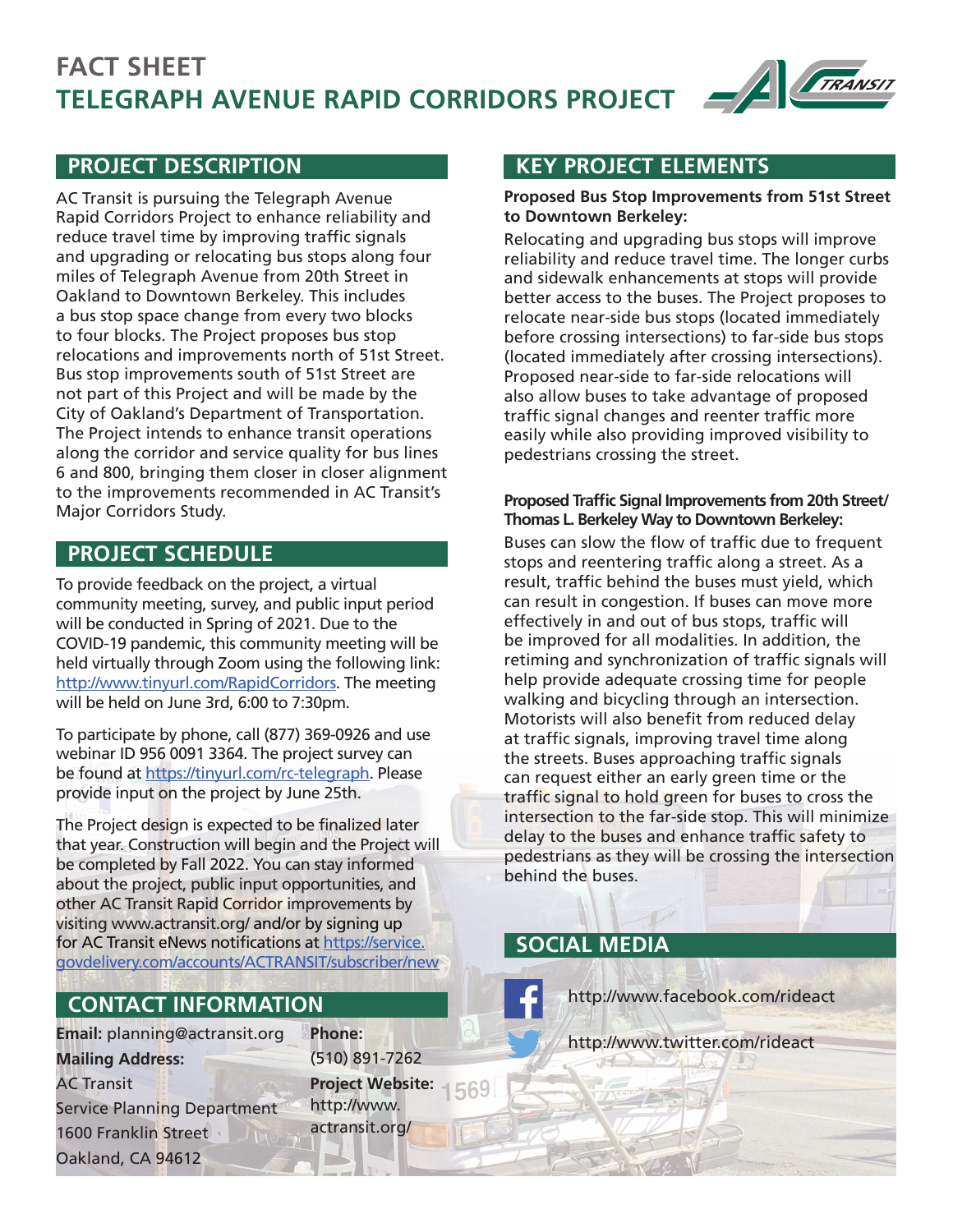# FACT SHEET

# TELEGRAPH AVENUE RAPID CORRIDORS PROJECT

## PROJECT DESCRIPTION

AC Transit is pursuing the Telegraph Avenue Rapid Corridors Project to enhance reliability and reduce travel time by improving traffic signals and upgrading or relocating bus stops along four miles of Telegraph Avenue from 20th Street in Oakland to Downtown Berkeley. This includes a bus stop space change from every two blocks to four blocks. The Project proposes bus stop relocations and improvements north of 51st Street. Bus stop improvements south of 51st Street are not part of this Project and will be made by the City of Oakland's Department of Transportation. The Project intends to enhance transit operations along the corridor and service quality for bus lines 6 and 800, bringing them closer in closer alignment to the improvements recommended in AC Transit's Major Corridors Study.

## PROJECT SCHEDULE

To provide feedback on the project, a virtual community meeting, survey, and public input period will be conducted in Spring of 2021. Due to the COVID-19 pandemic, this community meeting will be held virtually through Zoom using the following link: [http://www.tinyurl.com/RapidCorridors](http://www.tinyurl.com/RapidCorridors). The meeting will be held on June 3rd, 6:00 to 7:30pm.

To participate by phone, call (877) 369-0926 and use webinar ID 956 0091 3364. The project survey can be found at [https://tinyurl.com/rc-telegraph](https://tinyurl.com/rc-telegraph). Please provide input on the project by June 25th.

The Project design is expected to be finalized later that year. Construction will begin and the Project will be completed by Fall 2022. You can stay informed about the project, public input opportunities, and other AC Transit Rapid Corridor improvements by visiting www.actransit.org/ and/or by signing up for AC Transit eNews notifications at [https://service.govdelivery.com/accounts/ACTRANSIT/subscriber/new](https://service.govdelivery.com/accounts/ACTRANSIT/subscriber/new)

## CONTACT INFORMATION

**Email:** planning@actransit.org

**Mailing Address:**
AC Transit
Service Planning Department
1600 Franklin Street
Oakland, CA 94612

**Phone:**
(510) 891-7262

**Project Website:**
http://www.actransit.org/

## KEY PROJECT ELEMENTS

**Proposed Bus Stop Improvements from 51st Street to Downtown Berkeley:**

Relocating and upgrading bus stops will improve reliability and reduce travel time. The longer curbs and sidewalk enhancements at stops will provide better access to the buses. The Project proposes to relocate near-side bus stops (located immediately before crossing intersections) to far-side bus stops (located immediately after crossing intersections). Proposed near-side to far-side relocations will also allow buses to take advantage of proposed traffic signal changes and reenter traffic more easily while also providing improved visibility to pedestrians crossing the street.

**Proposed Traffic Signal Improvements from 20th Street/ Thomas L. Berkeley Way to Downtown Berkeley:**

Buses can slow the flow of traffic due to frequent stops and reentering traffic along a street. As a result, traffic behind the buses must yield, which can result in congestion. If buses can move more effectively in and out of bus stops, traffic will be improved for all modalities. In addition, the retiming and synchronization of traffic signals will help provide adequate crossing time for people walking and bicycling through an intersection. Motorists will also benefit from reduced delay at traffic signals, improving travel time along the streets. Buses approaching traffic signals can request either an early green time or the traffic signal to hold green for buses to cross the intersection to the far-side stop. This will minimize delay to the buses and enhance traffic safety to pedestrians as they will be crossing the intersection behind the buses.

## SOCIAL MEDIA

http://www.facebook.com/rideact

http://www.twitter.com/rideact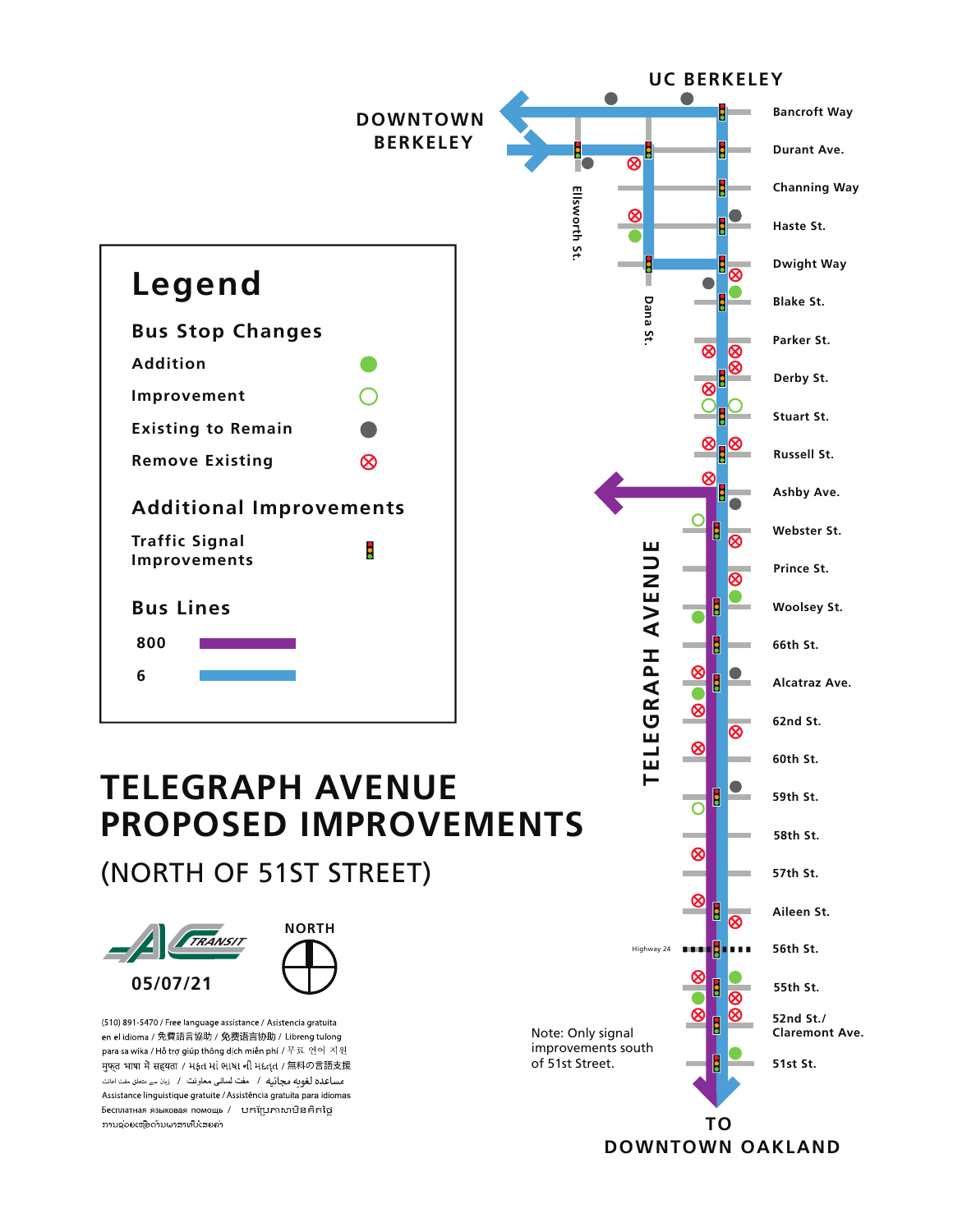# TELEGRAPH AVENUE PROPOSED IMPROVEMENTS

## (NORTH OF 51ST STREET)

AC TRANSIT

05/07/21

NORTH

## Legend

### Bus Stop Changes

- Addition
- Improvement
- Existing to Remain
- Remove Existing

### Additional Improvements

- Traffic Signal Improvements

### Bus Lines

- 800
- 6

UC BERKELEY

DOWNTOWN BERKELEY

TELEGRAPH AVENUE

Ellsworth St.

Dana St.

Bancroft Way

Durant Ave.

Channing Way

Haste St.

Dwight Way

Blake St.

Parker St.

Derby St.

Stuart St.

Russell St.

Ashby Ave.

Webster St.

Prince St.

Woolsey St.

66th St.

Alcatraz Ave.

62nd St.

60th St.

59th St.

58th St.

57th St.

Aileen St.

Highway 24

56th St.

55th St.

52nd St./ Claremont Ave.

51st St.

Note: Only signal improvements south of 51st Street.

TO DOWNTOWN OAKLAND

(510) 891-5470 / Free language assistance / Asistencia gratuita en el idioma / 免費語言協助 / 免费语言协助 / Libreng tulong para sa wika / Hỗ trợ giúp thông dịch miễn phí / 무료 언어 지원 / मुफ्त भाषा में सहयता / મફત ભાષા ની મદદ / 無料の言語支援 / مساعدة لغوية مجانية / مفت لسانی معاونت / مفت زبان سے متعلق مدد اعانت / Assistance linguistique gratuite / Assistência gratuita para idiomas / Бесплатная языковая помощь / បកប្រែភាសាមិនគិតថ្លៃ / ການຊ່ວຍເຫຼືອດ້ານພາສາຟຣີ